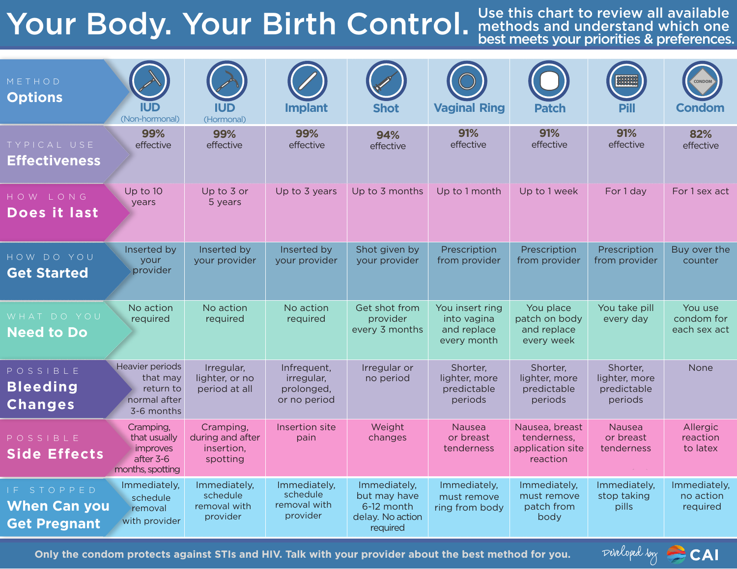# Your Body. Your Birth Control.

Use this chart to review all available methods and understand which one best meets your priorities & preferences.

| METHOD **Options** | IUD (Non-hormonal) | IUD (Hormonal) | Implant | Shot | Vaginal Ring | Patch | Pill | Condom |
|---|---|---|---|---|---|---|---|---|
| TYPICAL USE **Effectiveness** | **99%** effective | **99%** effective | **99%** effective | **94%** effective | **91%** effective | **91%** effective | **91%** effective | **82%** effective |
| HOW LONG **Does it last** | Up to 10 years | Up to 3 or 5 years | Up to 3 years | Up to 3 months | Up to 1 month | Up to 1 week | For 1 day | For 1 sex act |
| HOW DO YOU **Get Started** | Inserted by your provider | Inserted by your provider | Inserted by your provider | Shot given by your provider | Prescription from provider | Prescription from provider | Prescription from provider | Buy over the counter |
| WHAT DO YOU **Need to Do** | No action required | No action required | No action required | Get shot from provider every 3 months | You insert ring into vagina and replace every month | You place patch on body and replace every week | You take pill every day | You use condom for each sex act |
| POSSIBLE **Bleeding Changes** | Heavier periods that may return to normal after 3-6 months | Irregular, lighter, or no period at all | Infrequent, irregular, prolonged, or no period | Irregular or no period | Shorter, lighter, more predictable periods | Shorter, lighter, more predictable periods | Shorter, lighter, more predictable periods | None |
| POSSIBLE **Side Effects** | Cramping, that usually improves after 3-6 months, spotting | Cramping, during and after insertion, spotting | Insertion site pain | Weight changes | Nausea or breast tenderness | Nausea, breast tenderness, application site reaction | Nausea or breast tenderness | Allergic reaction to latex |
| IF STOPPED **When Can you Get Pregnant** | Immediately, schedule removal with provider | Immediately, schedule removal with provider | Immediately, schedule removal with provider | Immediately, but may have 6-12 month delay. No action required | Immediately, must remove ring from body | Immediately, must remove patch from body | Immediately, stop taking pills | Immediately, no action required |

**Only the condom protects against STIs and HIV. Talk with your provider about the best method for you.**

Developed by CAI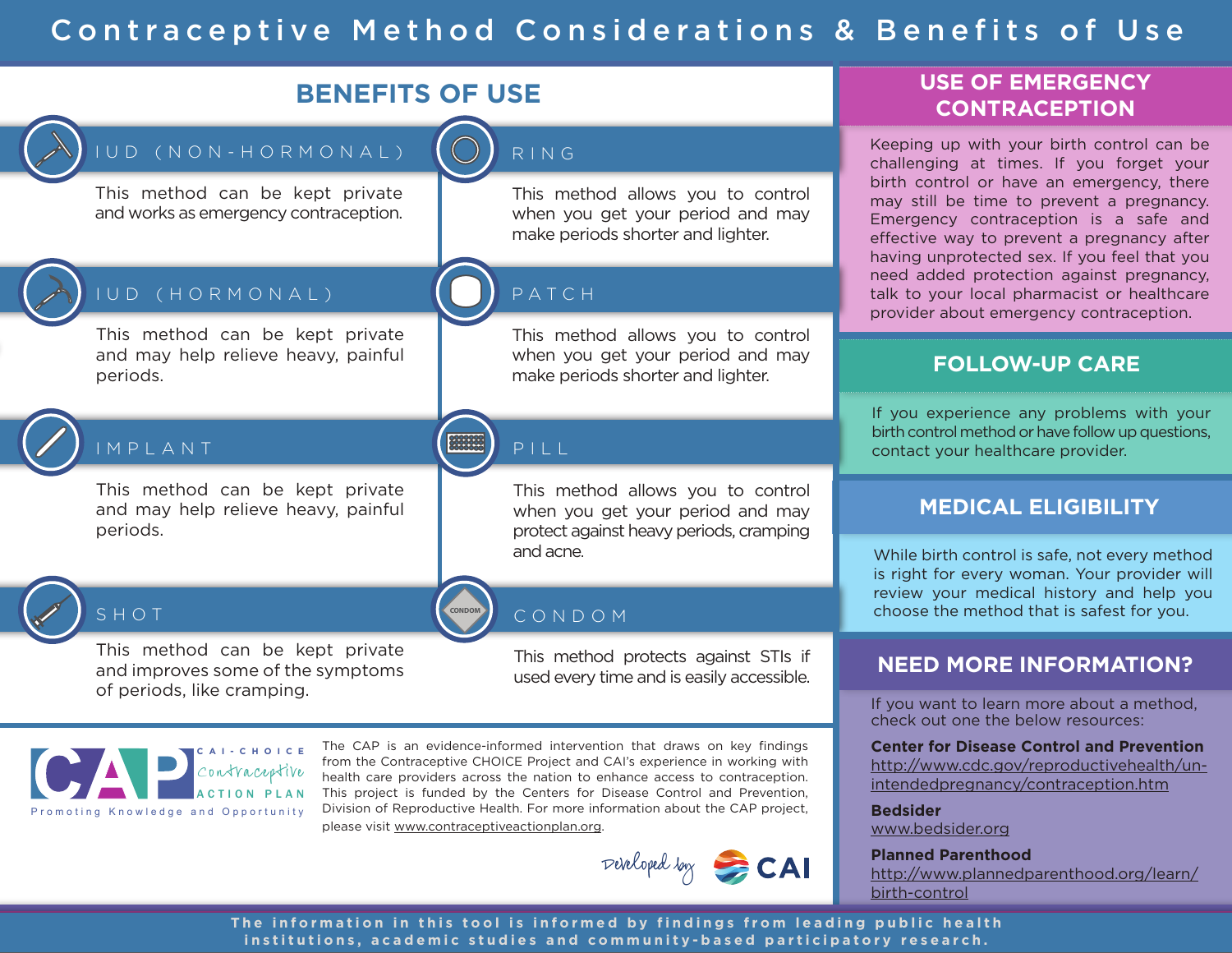# Contraceptive Method Considerations & Benefits of Use

## BENEFITS OF USE

### IUD (NON-HORMONAL)

This method can be kept private and works as emergency contraception.

### IUD (HORMONAL)

This method can be kept private and may help relieve heavy, painful periods.

### IMPLANT

This method can be kept private and may help relieve heavy, painful periods.

### SHOT

This method can be kept private and improves some of the symptoms of periods, like cramping.

### RING

This method allows you to control when you get your period and may make periods shorter and lighter.

### PATCH

This method allows you to control when you get your period and may make periods shorter and lighter.

### PILL

This method allows you to control when you get your period and may protect against heavy periods, cramping and acne.

### CONDOM

This method protects against STIs if used every time and is easily accessible.

CAP CAI-CHOICE Contraceptive ACTION PLAN
Promoting Knowledge and Opportunity

The CAP is an evidence-informed intervention that draws on key findings from the Contraceptive CHOICE Project and CAI's experience in working with health care providers across the nation to enhance access to contraception. This project is funded by the Centers for Disease Control and Prevention, Division of Reproductive Health. For more information about the CAP project, please visit www.contraceptiveactionplan.org.

Developed by CAI

## USE OF EMERGENCY CONTRACEPTION

Keeping up with your birth control can be challenging at times. If you forget your birth control or have an emergency, there may still be time to prevent a pregnancy. Emergency contraception is a safe and effective way to prevent a pregnancy after having unprotected sex. If you feel that you need added protection against pregnancy, talk to your local pharmacist or healthcare provider about emergency contraception.

## FOLLOW-UP CARE

If you experience any problems with your birth control method or have follow up questions, contact your healthcare provider.

## MEDICAL ELIGIBILITY

While birth control is safe, not every method is right for every woman. Your provider will review your medical history and help you choose the method that is safest for you.

## NEED MORE INFORMATION?

If you want to learn more about a method, check out one the below resources:

**Center for Disease Control and Prevention**
http://www.cdc.gov/reproductivehealth/unintendedpregnancy/contraception.htm

**Bedsider**
www.bedsider.org

**Planned Parenthood**
http://www.plannedparenthood.org/learn/birth-control

The information in this tool is informed by findings from leading public health institutions, academic studies and community-based participatory research.